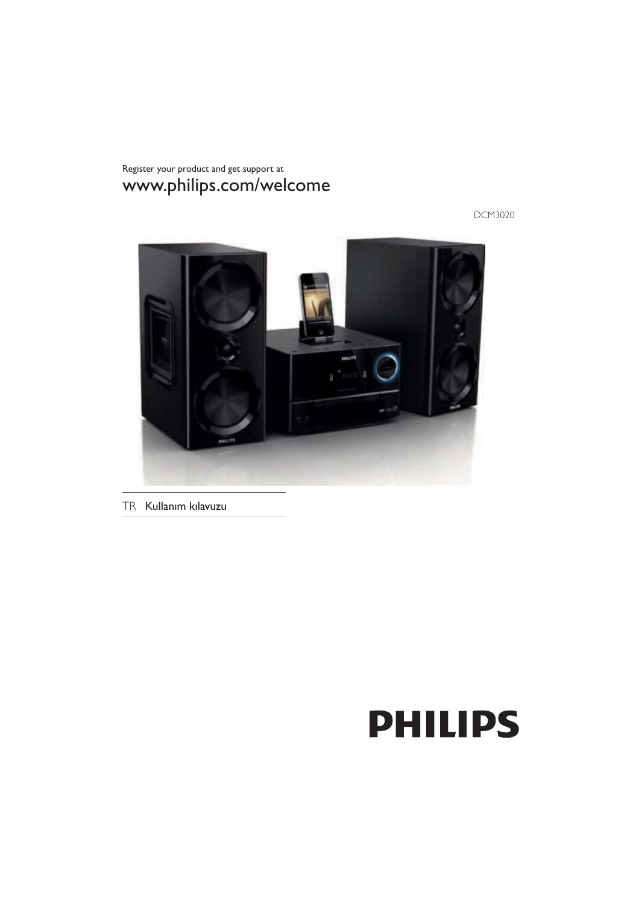Register your product and get support at

www.philips.com/welcome

DCM3020

TR Kullanım kılavuzu

PHILIPS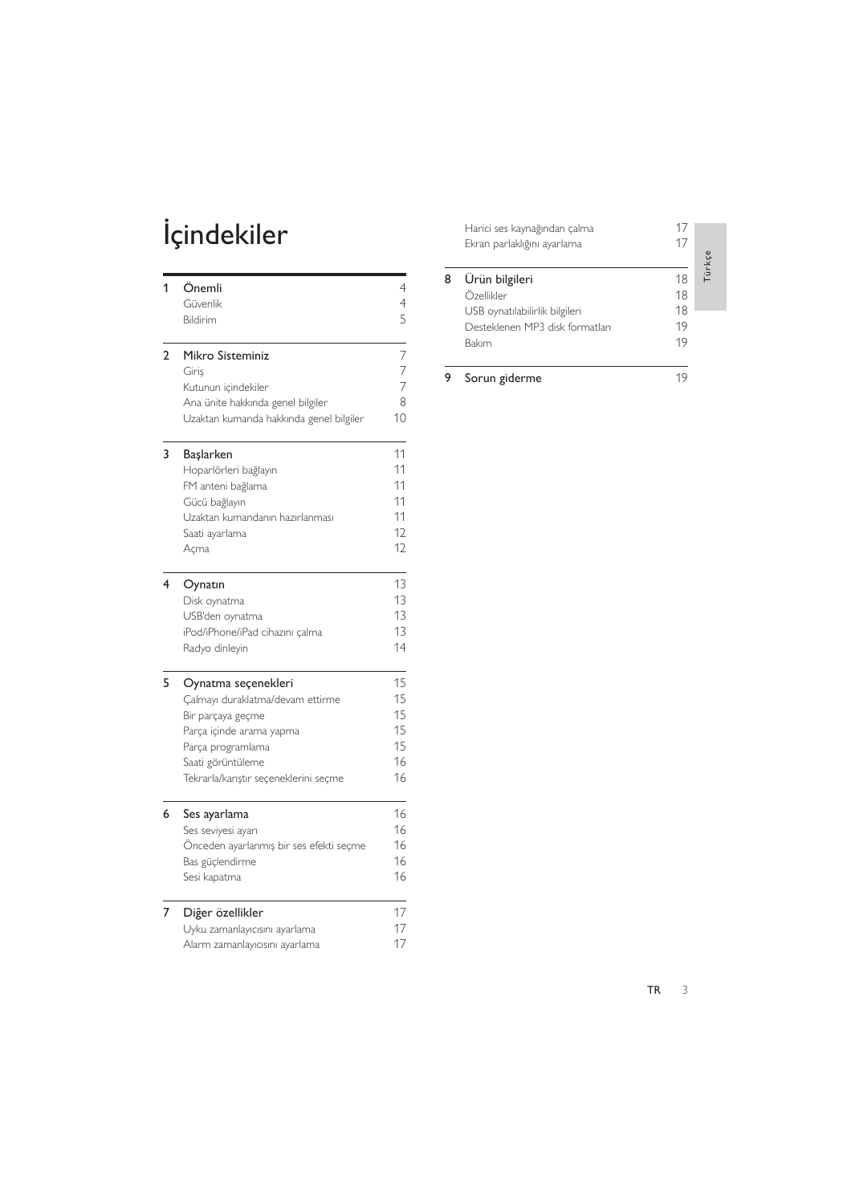# İçindekiler

| | | |
|---|---|---|
| 1 | **Önemli** | 4 |
| | Güvenlik | 4 |
| | Bildirim | 5 |
| 2 | **Mikro Sisteminiz** | 7 |
| | Giriş | 7 |
| | Kutunun içindekiler | 7 |
| | Ana ünite hakkında genel bilgiler | 8 |
| | Uzaktan kumanda hakkında genel bilgiler | 10 |
| 3 | **Başlarken** | 11 |
| | Hoparlörleri bağlayın | 11 |
| | FM anteni bağlama | 11 |
| | Gücü bağlayın | 11 |
| | Uzaktan kumandanın hazırlanması | 11 |
| | Saati ayarlama | 12 |
| | Açma | 12 |
| 4 | **Oynatın** | 13 |
| | Disk oynatma | 13 |
| | USB'den oynatma | 13 |
| | iPod/iPhone/iPad cihazını çalma | 13 |
| | Radyo dinleyin | 14 |
| 5 | **Oynatma seçenekleri** | 15 |
| | Çalmayı duraklatma/devam ettirme | 15 |
| | Bir parçaya geçme | 15 |
| | Parça içinde arama yapma | 15 |
| | Parça programlama | 15 |
| | Saati görüntüleme | 16 |
| | Tekrarla/karıştır seçeneklerini seçme | 16 |
| 6 | **Ses ayarlama** | 16 |
| | Ses seviyesi ayarı | 16 |
| | Önceden ayarlanmış bir ses efekti seçme | 16 |
| | Bas güçlendirme | 16 |
| | Sesi kapatma | 16 |
| 7 | **Diğer özellikler** | 17 |
| | Uyku zamanlayıcısını ayarlama | 17 |
| | Alarm zamanlayıcısını ayarlama | 17 |
| | Harici ses kaynağından çalma | 17 |
| | Ekran parlaklığını ayarlama | 17 |
| 8 | **Ürün bilgileri** | 18 |
| | Özellikler | 18 |
| | USB oynatılabilirlik bilgileri | 18 |
| | Desteklenen MP3 disk formatları | 19 |
| | Bakım | 19 |
| 9 | **Sorun giderme** | 19 |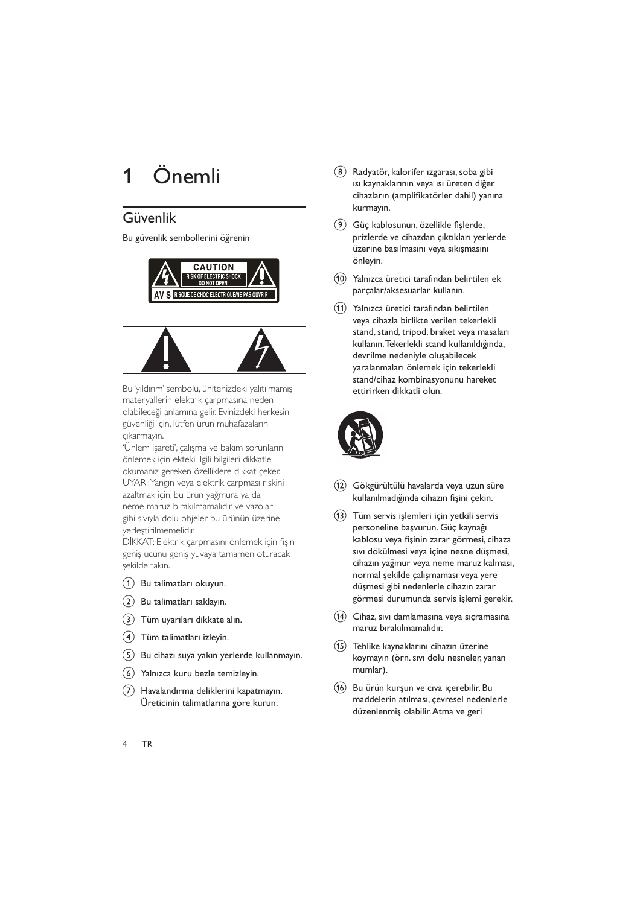# 1 Önemli

## Güvenlik

Bu güvenlik sembollerini öğrenin

Bu 'yıldırım' sembolü, ünitenizdeki yalıtılmamış materyallerin elektrik çarpmasına neden olabileceği anlamına gelir. Evinizdeki herkesin güvenliği için, lütfen ürün muhafazalarını çıkarmayın.

'Ünlem işareti', çalışma ve bakım sorunlarını önlemek için ekteki ilgili bilgileri dikkatle okumanız gereken özelliklere dikkat çeker.

UYARI: Yangın veya elektrik çarpması riskini azaltmak için, bu ürün yağmura ya da neme maruz bırakılmamalıdır ve vazolar gibi sıvıyla dolu objeler bu ürünün üzerine yerleştirilmemelidir.

DİKKAT: Elektrik çarpmasını önlemek için fişin geniş ucunu geniş yuvaya tamamen oturacak şekilde takın.

1. Bu talimatları okuyun.
2. Bu talimatları saklayın.
3. Tüm uyarıları dikkate alın.
4. Tüm talimatları izleyin.
5. Bu cihazı suya yakın yerlerde kullanmayın.
6. Yalnızca kuru bezle temizleyin.
7. Havalandırma deliklerini kapatmayın. Üreticinin talimatlarına göre kurun.
8. Radyatör, kalorifer ızgarası, soba gibi ısı kaynaklarının veya ısı üreten diğer cihazların (amplifikatörler dahil) yanına kurmayın.
9. Güç kablosunun, özellikle fişlerde, prizlerde ve cihazdan çıktıkları yerlerde üzerine basılmasını veya sıkışmasını önleyin.
10. Yalnızca üretici tarafından belirtilen ek parçalar/aksesuarlar kullanın.
11. Yalnızca üretici tarafından belirtilen veya cihazla birlikte verilen tekerlekli stand, stand, tripod, braket veya masaları kullanın. Tekerlekli stand kullanıldığında, devrilme nedeniyle oluşabilecek yaralanmaları önlemek için tekerlekli stand/cihaz kombinasyonunu hareket ettirirken dikkatli olun.
12. Gökgürültülü havalarda veya uzun süre kullanılmadığında cihazın fişini çekin.
13. Tüm servis işlemleri için yetkili servis personeline başvurun. Güç kaynağı kablosu veya fişinin zarar görmesi, cihaza sıvı dökülmesi veya içine nesne düşmesi, cihazın yağmur veya neme maruz kalması, normal şekilde çalışmaması veya yere düşmesi gibi nedenlerle cihazın zarar görmesi durumunda servis işlemi gerekir.
14. Cihaz, sıvı damlamasına veya sıçramasına maruz bırakılmamalıdır.
15. Tehlike kaynaklarını cihazın üzerine koymayın (örn. sıvı dolu nesneler, yanan mumlar).
16. Bu ürün kurşun ve cıva içerebilir. Bu maddelerin atılması, çevresel nedenlerle düzenlenmiş olabilir. Atma ve geri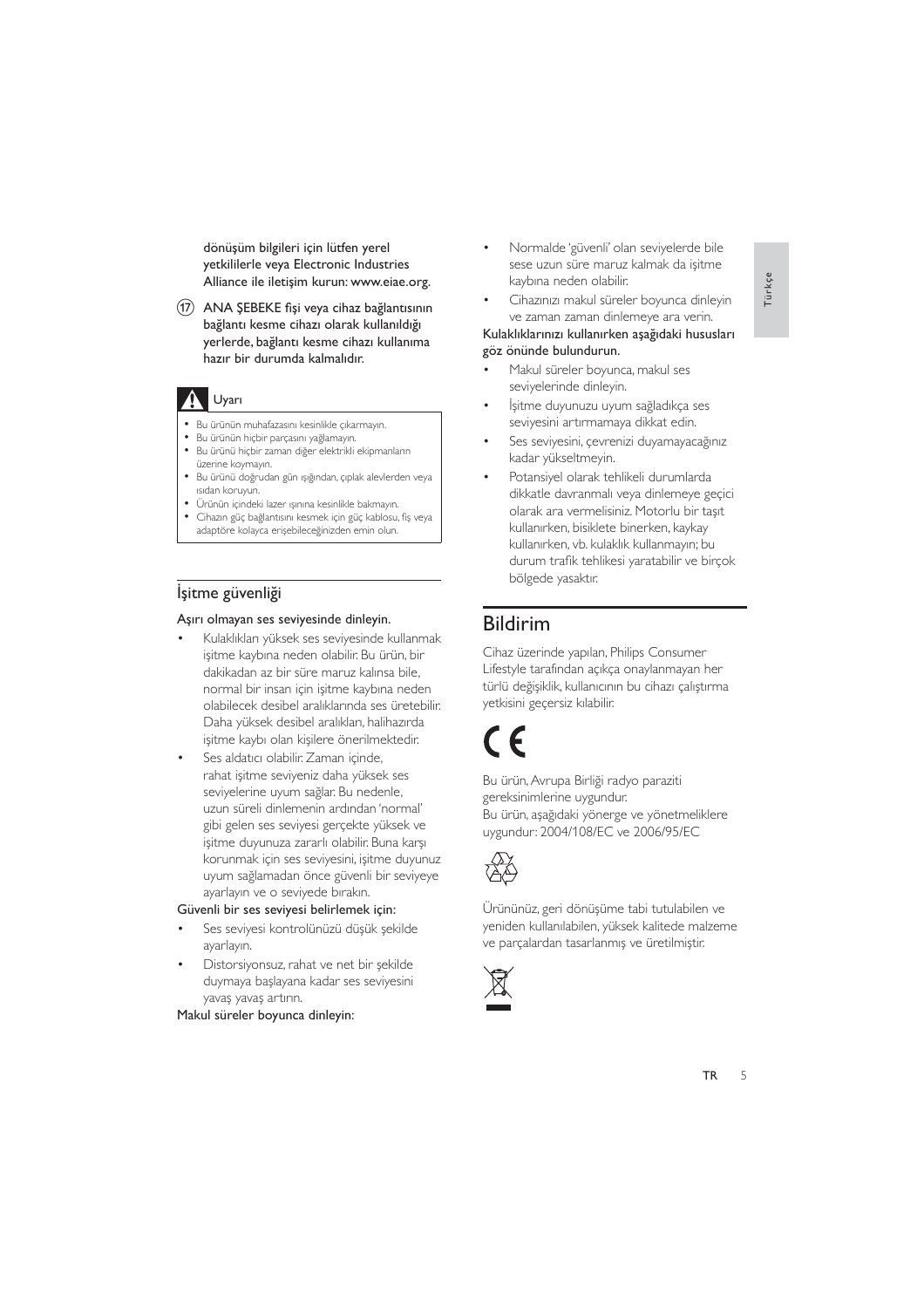dönüşüm bilgileri için lütfen yerel yetkililerle veya Electronic Industries Alliance ile iletişim kurun: www.eiae.org.

(17) ANA ŞEBEKE fişi veya cihaz bağlantısının bağlantı kesme cihazı olarak kullanıldığı yerlerde, bağlantı kesme cihazı kullanıma hazır bir durumda kalmalıdır.

**Uyarı**

- Bu ürünün muhafazasını kesinlikle çıkarmayın.
- Bu ürünün hiçbir parçasını yağlamayın.
- Bu ürünü hiçbir zaman diğer elektrikli ekipmanların üzerine koymayın.
- Bu ürünü doğrudan gün ışığından, çıplak alevlerden veya ısıdan koruyun.
- Ürünün içindeki lazer ışınına kesinlikle bakmayın.
- Cihazın güç bağlantısını kesmek için güç kablosu, fiş veya adaptöre kolayca erişebileceğinizden emin olun.

## İşitme güvenliği

**Aşırı olmayan ses seviyesinde dinleyin.**

- Kulaklıkları yüksek ses seviyesinde kullanmak işitme kaybına neden olabilir. Bu ürün, bir dakikadan az bir süre maruz kalınsa bile, normal bir insan için işitme kaybına neden olabilecek desibel aralıklarında ses üretebilir. Daha yüksek desibel aralıkları, halihazırda işitme kaybı olan kişilere önerilmektedir.
- Ses aldatıcı olabilir. Zaman içinde, rahat işitme seviyeniz daha yüksek ses seviyelerine uyum sağlar. Bu nedenle, uzun süreli dinlemenin ardından 'normal' gibi gelen ses seviyesi gerçekte yüksek ve işitme duyunuza zararlı olabilir. Buna karşı korunmak için ses seviyesini, işitme duyunuz uyum sağlamadan önce güvenli bir seviyeye ayarlayın ve o seviyede bırakın.

**Güvenli bir ses seviyesi belirlemek için:**

- Ses seviyesi kontrolünüzü düşük şekilde ayarlayın.
- Distorsiyonsuz, rahat ve net bir şekilde duymaya başlayana kadar ses seviyesini yavaş yavaş artırın.

**Makul süreler boyunca dinleyin:**

- Normalde 'güvenli' olan seviyelerde bile sese uzun süre maruz kalmak da işitme kaybına neden olabilir.
- Cihazınızı makul süreler boyunca dinleyin ve zaman zaman dinlemeye ara verin.

**Kulaklıklarınızı kullanırken aşağıdaki hususları göz önünde bulundurun.**

- Makul süreler boyunca, makul ses seviyelerinde dinleyin.
- İşitme duyunuzu uyum sağladıkça ses seviyesini artırmamaya dikkat edin.
- Ses seviyesini, çevrenizi duyamayacağınız kadar yükseltmeyin.
- Potansiyel olarak tehlikeli durumlarda dikkatle davranmalı veya dinlemeye geçici olarak ara vermelisiniz. Motorlu bir taşıt kullanırken, bisiklete binerken, kaykay kullanırken, vb. kulaklık kullanmayın; bu durum trafik tehlikesi yaratabilir ve birçok bölgede yasaktır.

# Bildirim

Cihaz üzerinde yapılan, Philips Consumer Lifestyle tarafından açıkça onaylanmayan her türlü değişiklik, kullanıcının bu cihazı çalıştırma yetkisini geçersiz kılabilir.

CE

Bu ürün, Avrupa Birliği radyo paraziti gereksinimlerine uygundur.
Bu ürün, aşağıdaki yönerge ve yönetmeliklere uygundur: 2004/108/EC ve 2006/95/EC

Ürününüz, geri dönüşüme tabi tutulabilen ve yeniden kullanılabilen, yüksek kalitede malzeme ve parçalardan tasarlanmış ve üretilmiştir.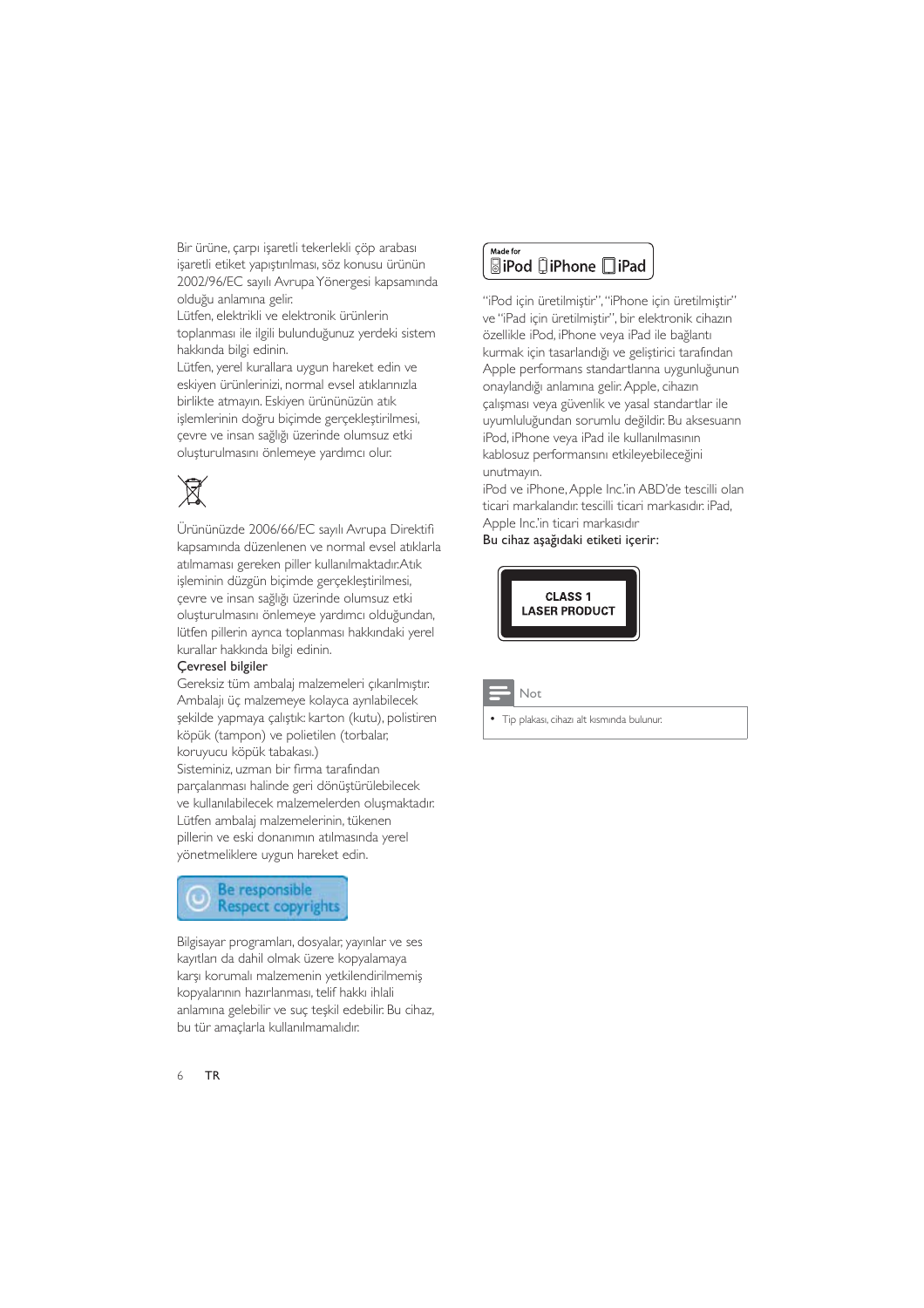Bir ürüne, çarpı işaretli tekerlekli çöp arabası işaretli etiket yapıştırılması, söz konusu ürünün 2002/96/EC sayılı Avrupa Yönergesi kapsamında olduğu anlamına gelir.
Lütfen, elektrikli ve elektronik ürünlerin toplanması ile ilgili bulunduğunuz yerdeki sistem hakkında bilgi edinin.
Lütfen, yerel kurallara uygun hareket edin ve eskiyen ürünlerinizi, normal evsel atıklarınızla birlikte atmayın. Eskiyen ürününüzün atık işlemlerinin doğru biçimde gerçekleştirilmesi, çevre ve insan sağlığı üzerinde olumsuz etki oluşturulmasını önlemeye yardımcı olur.

Ürününüzde 2006/66/EC sayılı Avrupa Direktifi kapsamında düzenlenen ve normal evsel atıklarla atılmaması gereken piller kullanılmaktadır.Atık işleminin düzgün biçimde gerçekleştirilmesi, çevre ve insan sağlığı üzerinde olumsuz etki oluşturulmasını önlemeye yardımcı olduğundan, lütfen pillerin ayrıca toplanması hakkındaki yerel kurallar hakkında bilgi edinin.

**Çevresel bilgiler**

Gereksiz tüm ambalaj malzemeleri çıkarılmıştır. Ambalajı üç malzemeye kolayca ayrılabilecek şekilde yapmaya çalıştık: karton (kutu), polistiren köpük (tampon) ve polietilen (torbalar, koruyucu köpük tabakası.)
Sisteminiz, uzman bir firma tarafından parçalanması halinde geri dönüştürülebilecek ve kullanılabilecek malzemelerden oluşmaktadır. Lütfen ambalaj malzemelerinin, tükenen pillerin ve eski donanımın atılmasında yerel yönetmeliklere uygun hareket edin.

Be responsible
Respect copyrights

Bilgisayar programları, dosyalar, yayınlar ve ses kayıtları da dahil olmak üzere kopyalamaya karşı korumalı malzemenin yetkilendirilmemiş kopyalarının hazırlanması, telif hakkı ihlali anlamına gelebilir ve suç teşkil edebilir. Bu cihaz, bu tür amaçlarla kullanılmamalıdır.

Made for iPod iPhone iPad

"iPod için üretilmiştir", "iPhone için üretilmiştir" ve "iPad için üretilmiştir", bir elektronik cihazın özellikle iPod, iPhone veya iPad ile bağlantı kurmak için tasarlandığı ve geliştirici tarafından Apple performans standartlarına uygunluğunun onaylandığı anlamına gelir. Apple, cihazın çalışması veya güvenlik ve yasal standartlar ile uyumluluğundan sorumlu değildir. Bu aksesuarın iPod, iPhone veya iPad ile kullanılmasının kablosuz performansını etkileyebileceğini unutmayın.
iPod ve iPhone, Apple Inc.'in ABD'de tescilli olan ticari markalarıdır. tescilli ticari markasıdır. iPad, Apple Inc.'in ticari markasıdır

**Bu cihaz aşağıdaki etiketi içerir:**

CLASS 1
LASER PRODUCT

**Not**

- Tip plakası, cihazı alt kısmında bulunur.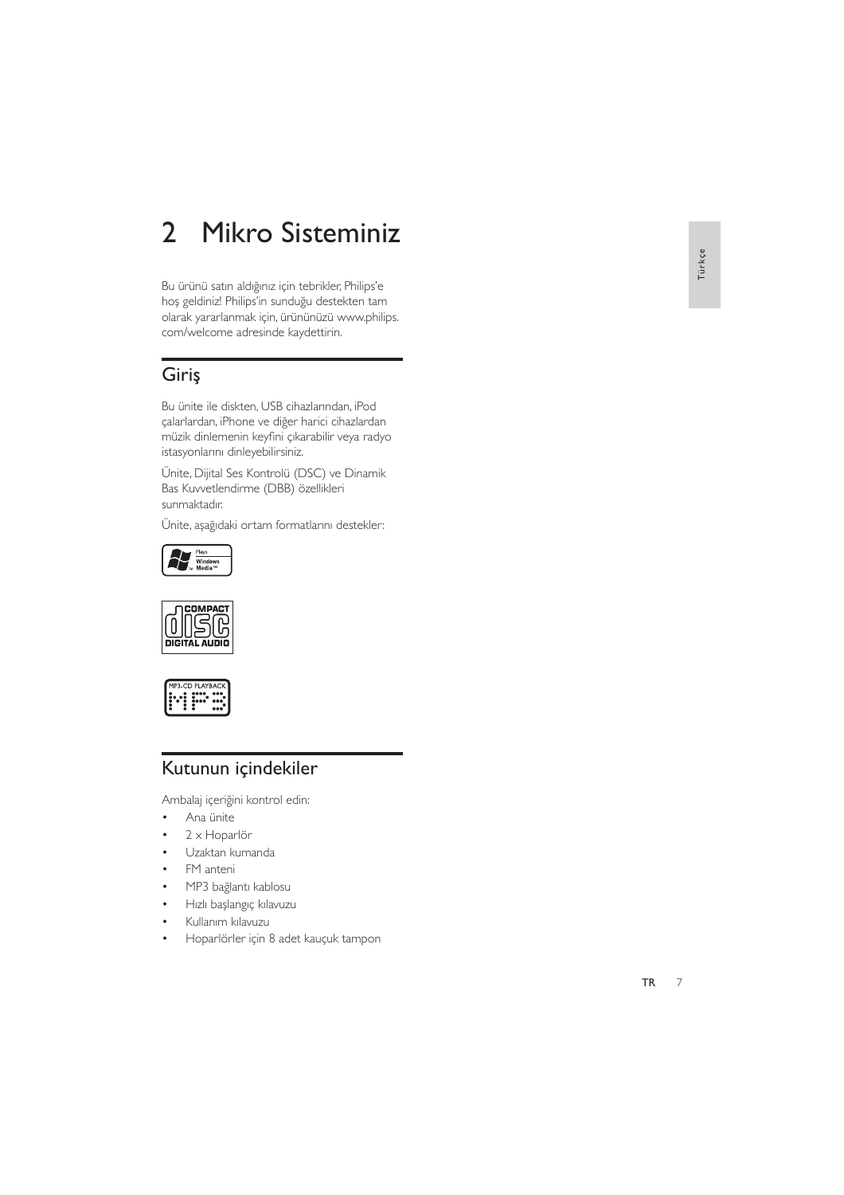# 2 Mikro Sisteminiz

Bu ürünü satın aldığınız için tebrikler, Philips'e hoş geldiniz! Philips'in sunduğu destekten tam olarak yararlanmak için, ürününüzü www.philips.com/welcome adresinde kaydettirin.

## Giriş

Bu ünite ile diskten, USB cihazlarından, iPod çalarlardan, iPhone ve diğer harici cihazlardan müzik dinlemenin keyfini çıkarabilir veya radyo istasyonlarını dinleyebilirsiniz.

Ünite, Dijital Ses Kontrolü (DSC) ve Dinamik Bas Kuvvetlendirme (DBB) özellikleri sunmaktadır.

Ünite, aşağıdaki ortam formatlarını destekler:

## Kutunun içindekiler

Ambalaj içeriğini kontrol edin:

- Ana ünite
- 2 x Hoparlör
- Uzaktan kumanda
- FM anteni
- MP3 bağlantı kablosu
- Hızlı başlangıç kılavuzu
- Kullanım kılavuzu
- Hoparlörler için 8 adet kauçuk tampon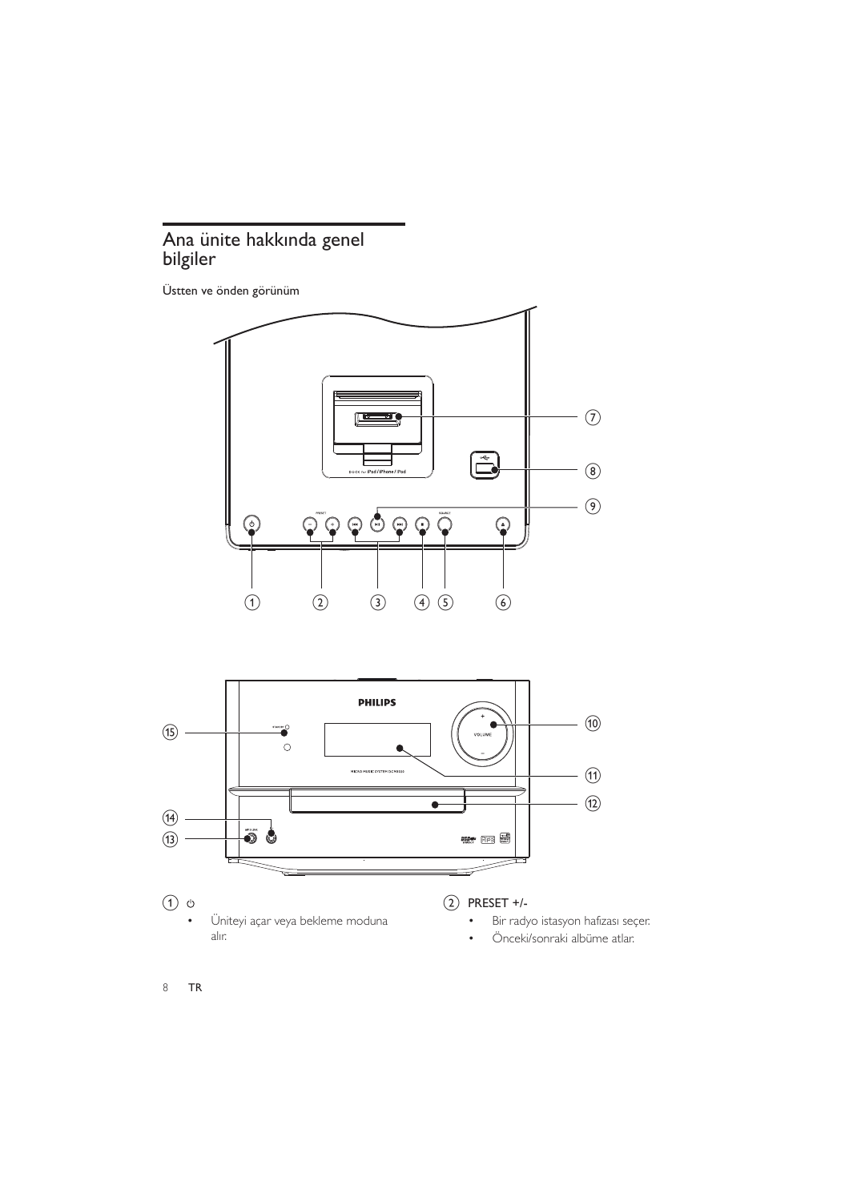## Ana ünite hakkında genel bilgiler

Üstten ve önden görünüm

1. ⏻
   - Üniteyi açar veya bekleme moduna alır.

2. PRESET +/-
   - Bir radyo istasyon hafızası seçer.
   - Önceki/sonraki albüme atlar.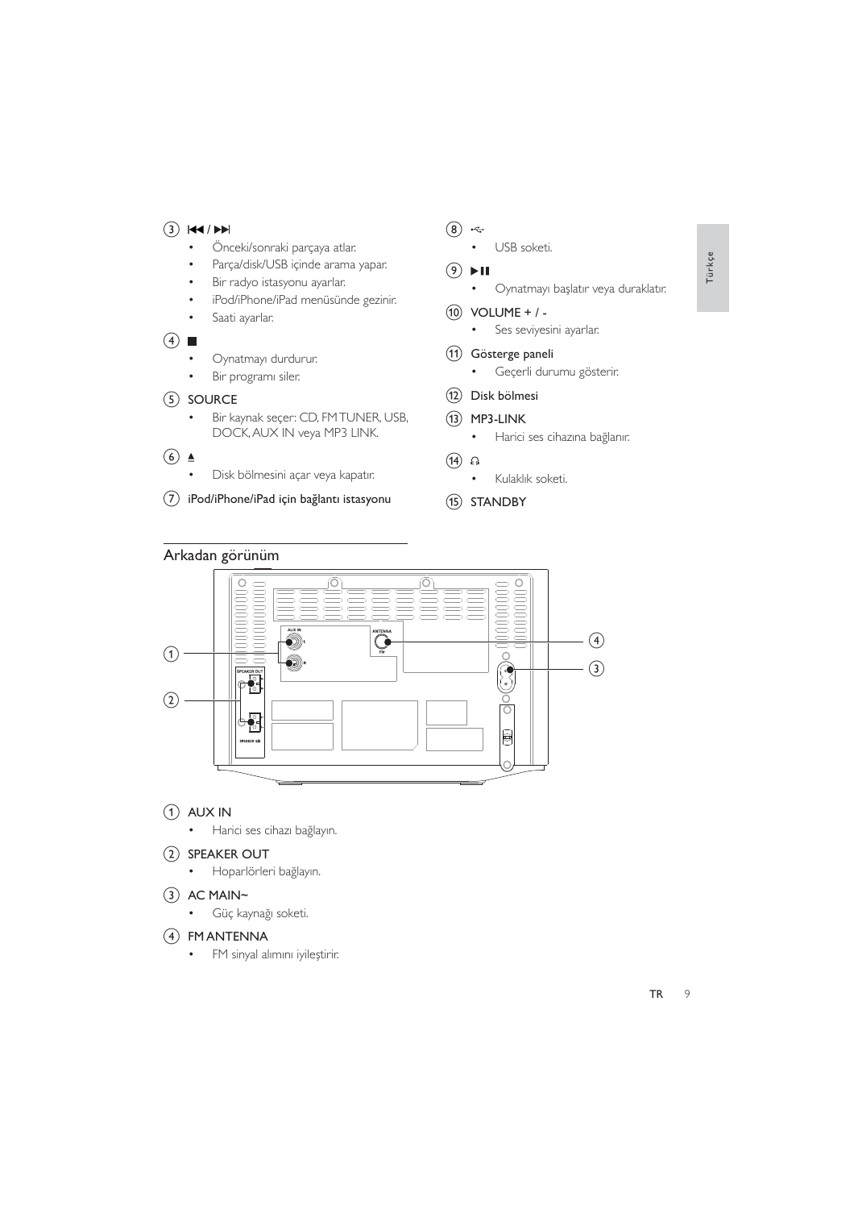3. ⏮ / ⏭
   - Önceki/sonraki parçaya atlar.
   - Parça/disk/USB içinde arama yapar.
   - Bir radyo istasyonu ayarlar.
   - iPod/iPhone/iPad menüsünde gezinir.
   - Saati ayarlar.
4. ■
   - Oynatmayı durdurur.
   - Bir programı siler.
5. **SOURCE**
   - Bir kaynak seçer: CD, FM TUNER, USB, DOCK, AUX IN veya MP3 LINK.
6. ⏏
   - Disk bölmesini açar veya kapatır.
7. **iPod/iPhone/iPad için bağlantı istasyonu**
8. USB
   - USB soketi.
9. ▶II
   - Oynatmayı başlatır veya duraklatır.
10. **VOLUME + / -**
    - Ses seviyesini ayarlar.
11. **Gösterge paneli**
    - Geçerli durumu gösterir.
12. **Disk bölmesi**
13. **MP3-LINK**
    - Harici ses cihazına bağlanır.
14. 🎧
    - Kulaklık soketi.
15. **STANDBY**

## Arkadan görünüm

1. **AUX IN**
   - Harici ses cihazı bağlayın.
2. **SPEAKER OUT**
   - Hoparlörleri bağlayın.
3. **AC MAIN~**
   - Güç kaynağı soketi.
4. **FM ANTENNA**
   - FM sinyal alımını iyileştirir.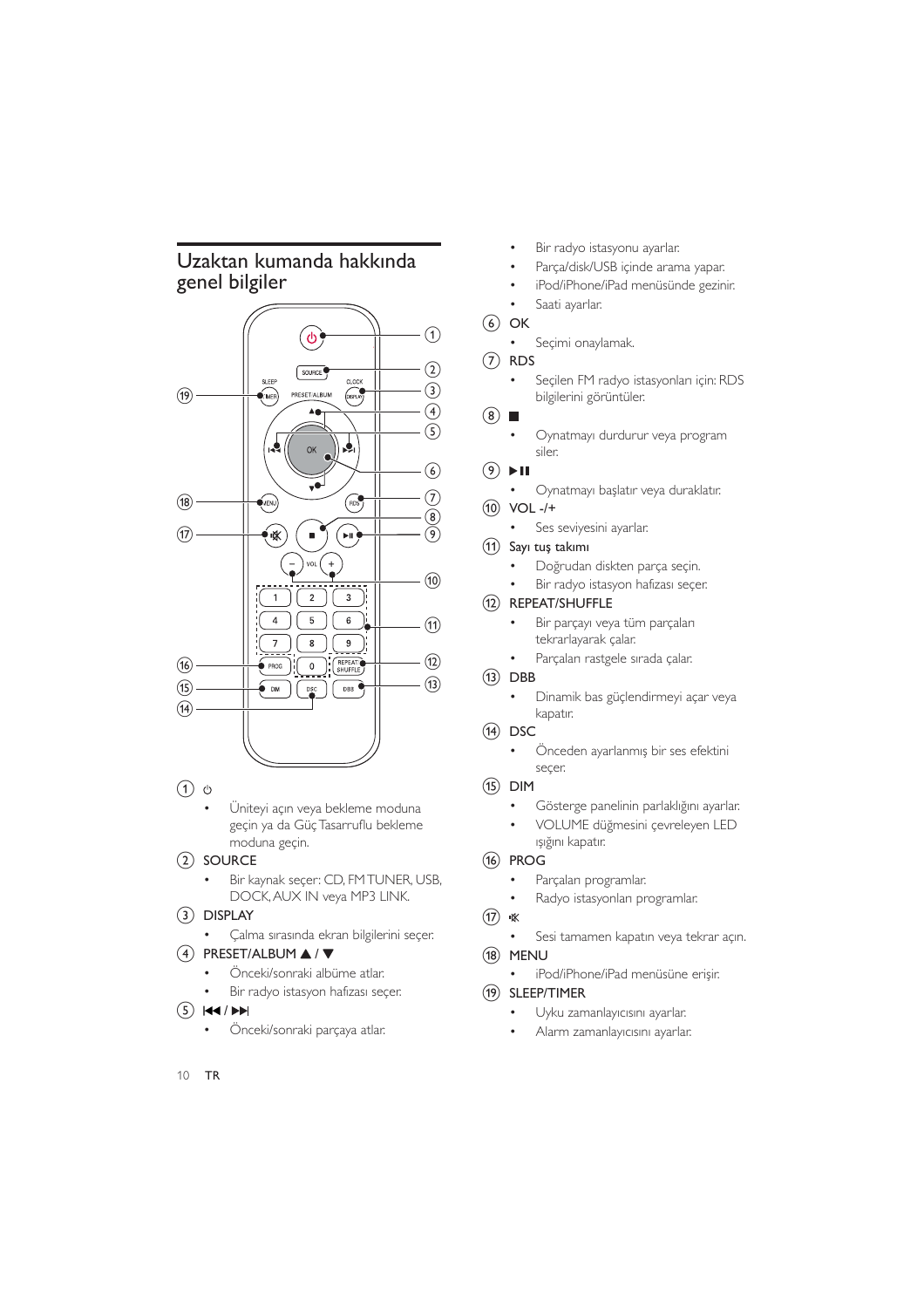## Uzaktan kumanda hakkında genel bilgiler

① ⏻
- Üniteyi açın veya bekleme moduna geçin ya da Güç Tasarruflu bekleme moduna geçin.

② SOURCE
- Bir kaynak seçer: CD, FM TUNER, USB, DOCK, AUX IN veya MP3 LINK.

③ DISPLAY
- Çalma sırasında ekran bilgilerini seçer.

④ PRESET/ALBUM ▲ / ▼
- Önceki/sonraki albüme atlar.
- Bir radyo istasyon hafızası seçer.

⑤ ⏮ / ⏭
- Önceki/sonraki parçaya atlar.
- Bir radyo istasyonu ayarlar.
- Parça/disk/USB içinde arama yapar.
- iPod/iPhone/iPad menüsünde gezinir.
- Saati ayarlar.

⑥ OK
- Seçimi onaylamak.

⑦ RDS
- Seçilen FM radyo istasyonları için: RDS bilgilerini görüntüler.

⑧ ■
- Oynatmayı durdurur veya program siler.

⑨ ▶❙❙
- Oynatmayı başlatır veya duraklatır.

⑩ VOL -/+
- Ses seviyesini ayarlar.

⑪ Sayı tuş takımı
- Doğrudan diskten parça seçin.
- Bir radyo istasyon hafızası seçer.

⑫ REPEAT/SHUFFLE
- Bir parçayı veya tüm parçaları tekrarlayarak çalar.
- Parçaları rastgele sırada çalar.

⑬ DBB
- Dinamik bas güçlendirmeyi açar veya kapatır.

⑭ DSC
- Önceden ayarlanmış bir ses efektini seçer.

⑮ DIM
- Gösterge panelinin parlaklığını ayarlar.
- VOLUME düğmesini çevreleyen LED ışığını kapatır.

⑯ PROG
- Parçaları programlar.
- Radyo istasyonları programlar.

⑰ 🔇
- Sesi tamamen kapatın veya tekrar açın.

⑱ MENU
- iPod/iPhone/iPad menüsüne erişir.

⑲ SLEEP/TIMER
- Uyku zamanlayıcısını ayarlar.
- Alarm zamanlayıcısını ayarlar.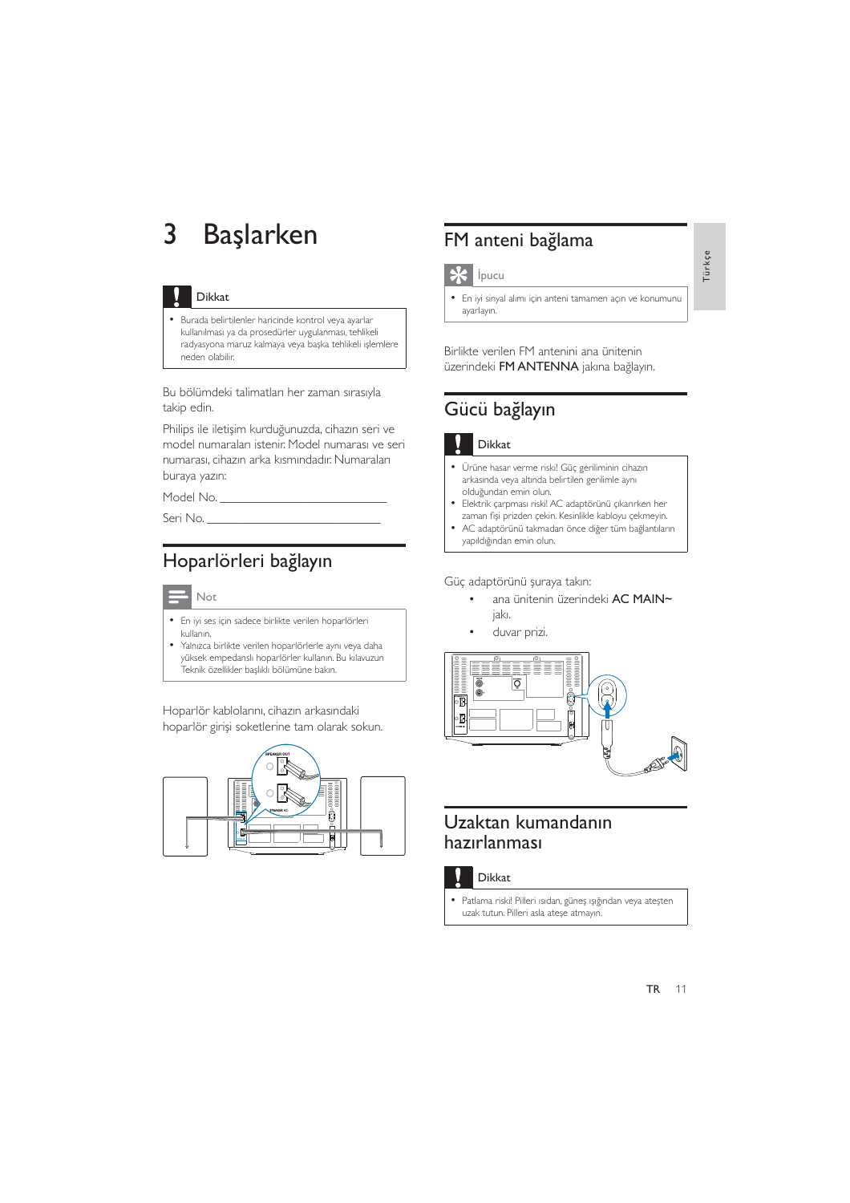# 3 Başlarken

**Dikkat**

- Burada belirtilenler haricinde kontrol veya ayarlar kullanılması ya da prosedürler uygulanması, tehlikeli radyasyona maruz kalmaya veya başka tehlikeli işlemlere neden olabilir.

Bu bölümdeki talimatları her zaman sırasıyla takip edin.

Philips ile iletişim kurduğunuzda, cihazın seri ve model numaraları istenir. Model numarası ve seri numarası, cihazın arka kısmındadır. Numaraları buraya yazın:

Model No. __________________________

Seri No. ___________________________

## Hoparlörleri bağlayın

**Not**

- En iyi ses için sadece birlikte verilen hoparlörleri kullanın.
- Yalnızca birlikte verilen hoparlörlerle aynı veya daha yüksek empedanslı hoparlörler kullanın. Bu kılavuzun Teknik özellikler başlıklı bölümüne bakın.

Hoparlör kablolarını, cihazın arkasındaki hoparlör girişi soketlerine tam olarak sokun.

## FM anteni bağlama

**İpucu**

- En iyi sinyal alımı için anteni tamamen açın ve konumunu ayarlayın.

Birlikte verilen FM antenini ana ünitenin üzerindeki **FM ANTENNA** jakına bağlayın.

## Gücü bağlayın

**Dikkat**

- Ürüne hasar verme riski! Güç geriliminin cihazın arkasında veya altında belirtilen gerilimle aynı olduğundan emin olun.
- Elektrik çarpması riski! AC adaptörünü çıkarırken her zaman fişi prizden çekin. Kesinlikle kabloyu çekmeyin.
- AC adaptörünü takmadan önce diğer tüm bağlantıların yapıldığından emin olun.

Güç adaptörünü şuraya takın:

- ana ünitenin üzerindeki **AC MAIN~** jakı.
- duvar prizi.

## Uzaktan kumandanın hazırlanması

**Dikkat**

- Patlama riski! Pilleri ısıdan, güneş ışığından veya ateşten uzak tutun. Pilleri asla ateşe atmayın.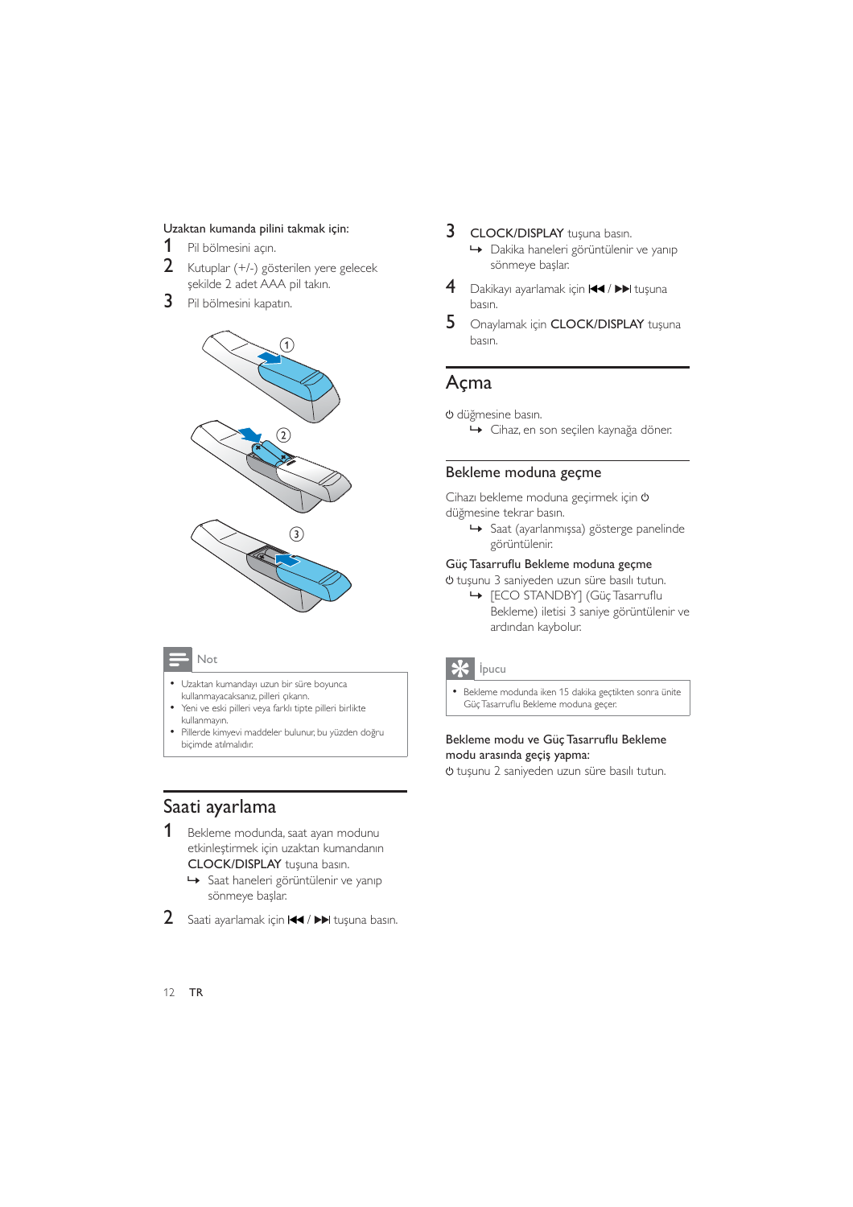Uzaktan kumanda pilini takmak için:

1. Pil bölmesini açın.
2. Kutuplar (+/-) gösterilen yere gelecek şekilde 2 adet AAA pil takın.
3. Pil bölmesini kapatın.

Not

- Uzaktan kumandayı uzun bir süre boyunca kullanmayacaksanız, pilleri çıkarın.
- Yeni ve eski pilleri veya farklı tipte pilleri birlikte kullanmayın.
- Pillerde kimyevi maddeler bulunur, bu yüzden doğru biçimde atılmalıdır.

## Saati ayarlama

1. Bekleme modunda, saat ayarı modunu etkinleştirmek için uzaktan kumandanın **CLOCK/DISPLAY** tuşuna basın.
   - ↳ Saat haneleri görüntülenir ve yanıp sönmeye başlar.
2. Saati ayarlamak için ⏮ / ⏭ tuşuna basın.
3. **CLOCK/DISPLAY** tuşuna basın.
   - ↳ Dakika haneleri görüntülenir ve yanıp sönmeye başlar.
4. Dakikayı ayarlamak için ⏮ / ⏭ tuşuna basın.
5. Onaylamak için **CLOCK/DISPLAY** tuşuna basın.

## Açma

⏻ düğmesine basın.

- ↳ Cihaz, en son seçilen kaynağa döner.

### Bekleme moduna geçme

Cihazı bekleme moduna geçirmek için ⏻ düğmesine tekrar basın.

- ↳ Saat (ayarlanmışsa) gösterge panelinde görüntülenir.

**Güç Tasarruflu Bekleme moduna geçme**

⏻ tuşunu 3 saniyeden uzun süre basılı tutun.

- ↳ [ECO STANDBY] (Güç Tasarruflu Bekleme) iletisi 3 saniye görüntülenir ve ardından kaybolur.

İpucu

- Bekleme modunda iken 15 dakika geçtikten sonra ünite Güç Tasarruflu Bekleme moduna geçer.

**Bekleme modu ve Güç Tasarruflu Bekleme modu arasında geçiş yapma:**

⏻ tuşunu 2 saniyeden uzun süre basılı tutun.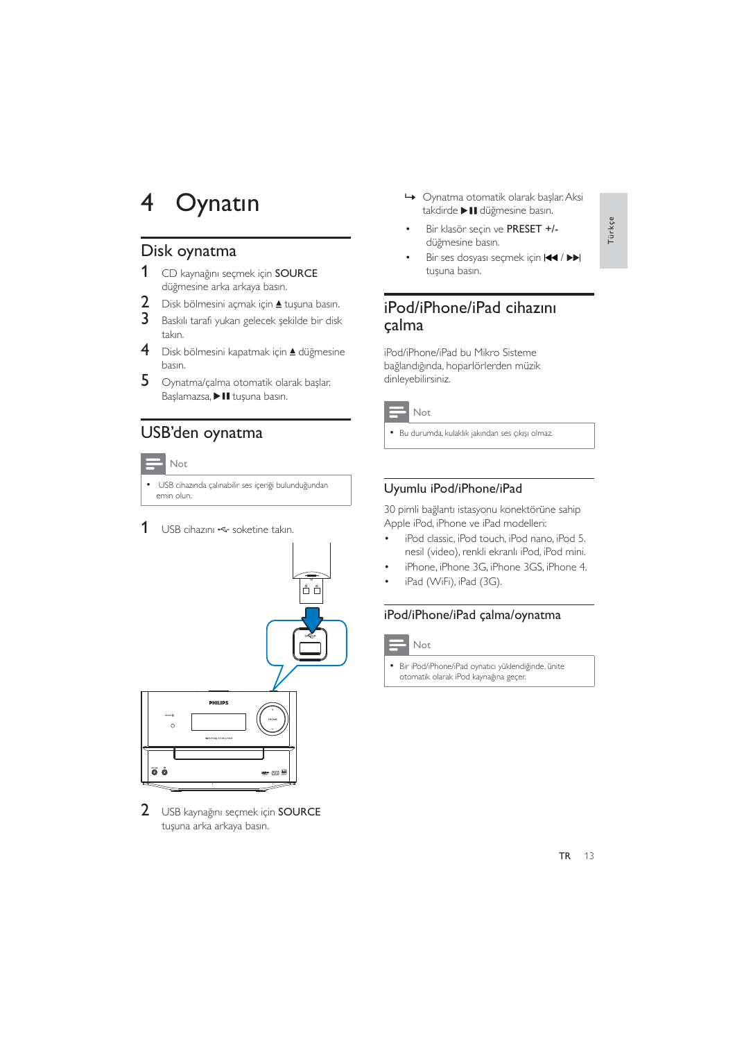// 4 Oynatın

## Disk oynatma

1. CD kaynağını seçmek için **SOURCE** düğmesine arka arkaya basın.
2. Disk bölmesini açmak için ▲ tuşuna basın.
3. Baskılı tarafı yukarı gelecek şekilde bir disk takın.
4. Disk bölmesini kapatmak için ▲ düğmesine basın.
5. Oynatma/çalma otomatik olarak başlar. Başlamazsa, ▶❙❙ tuşuna basın.

## USB'den oynatma

> **Not**
>
> - USB cihazında çalınabilir ses içeriği bulunduğundan emin olun.

1. USB cihazını ⭠ soketine takın.
2. USB kaynağını seçmek için **SOURCE** tuşuna arka arkaya basın.
   - ↪ Oynatma otomatik olarak başlar. Aksi takdirde ▶❙❙ düğmesine basın.
   - Bir klasör seçin ve **PRESET +/-** düğmesine basın.
   - Bir ses dosyası seçmek için ⏮ / ⏭ tuşuna basın.

## iPod/iPhone/iPad cihazını çalma

iPod/iPhone/iPad bu Mikro Sisteme bağlandığında, hoparlörlerden müzik dinleyebilirsiniz.

> **Not**
>
> - Bu durumda, kulaklık jakından ses çıkışı olmaz.

### Uyumlu iPod/iPhone/iPad

30 pimli bağlantı istasyonu konektörüne sahip Apple iPod, iPhone ve iPad modelleri:

- iPod classic, iPod touch, iPod nano, iPod 5. nesil (video), renkli ekranlı iPod, iPod mini.
- iPhone, iPhone 3G, iPhone 3GS, iPhone 4.
- iPad (WiFi), iPad (3G).

### iPod/iPhone/iPad çalma/oynatma

> **Not**
>
> - Bir iPod/iPhone/iPad oynatıcı yüklendiğinde, ünite otomatik olarak iPod kaynağına geçer.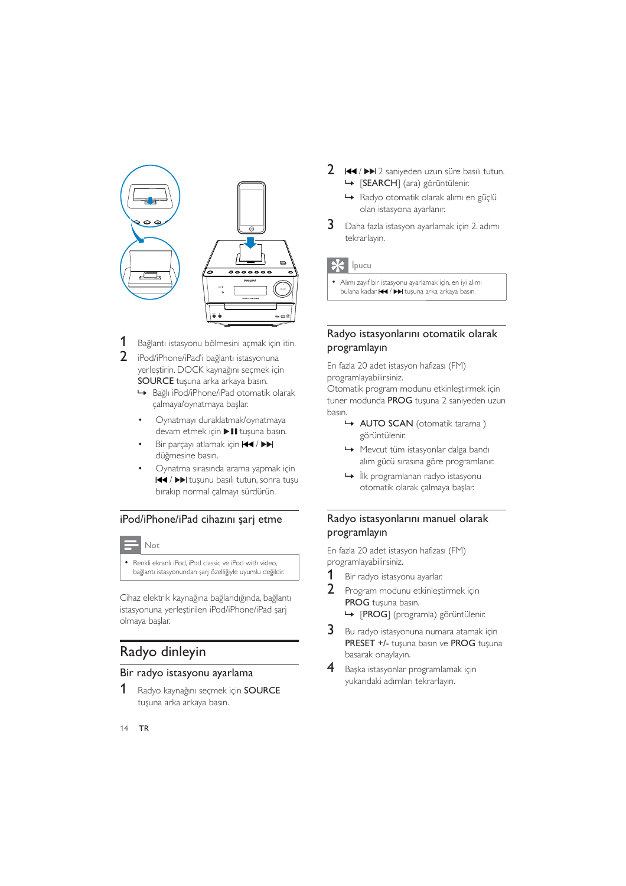1 Bağlantı istasyonu bölmesini açmak için itin.

2 iPod/iPhone/iPad'i bağlantı istasyonuna yerleştirin. DOCK kaynağını seçmek için **SOURCE** tuşuna arka arkaya basın.
   ↳ Bağlı iPod/iPhone/iPad otomatik olarak çalmaya/oynatmaya başlar.

- Oynatmayı duraklatmak/oynatmaya devam etmek için ▶❚❚ tuşuna basın.
- Bir parçayı atlamak için ❙◀◀ / ▶▶❙ düğmesine basın.
- Oynatma sırasında arama yapmak için ❙◀◀ / ▶▶❙ tuşunu basılı tutun, sonra tuşu bırakıp normal çalmayı sürdürün.

## iPod/iPhone/iPad cihazını şarj etme

**Not**

- Renkli ekranlı iPod, iPod classic ve iPod with video, bağlantı istasyonundan şarj özelliğiyle uyumlu değildir.

Cihaz elektrik kaynağına bağlandığında, bağlantı istasyonuna yerleştirilen iPod/iPhone/iPad şarj olmaya başlar.

# Radyo dinleyin

## Bir radyo istasyonu ayarlama

1 Radyo kaynağını seçmek için **SOURCE** tuşuna arka arkaya basın.

2 ❙◀◀ / ▶▶❙ 2 saniyeden uzun süre basılı tutun.
   ↳ [SEARCH] (ara) görüntülenir.
   ↳ Radyo otomatik olarak alımı en güçlü olan istasyona ayarlanır.

3 Daha fazla istasyon ayarlamak için 2. adımı tekrarlayın.

**İpucu**

- Alımı zayıf bir istasyonu ayarlamak için, en iyi alımı bulana kadar ❙◀◀ / ▶▶❙ tuşuna arka arkaya basın.

## Radyo istasyonlarını otomatik olarak programlayın

En fazla 20 adet istasyon hafızası (FM) programlayabilirsiniz.
Otomatik program modunu etkinleştirmek için tuner modunda **PROG** tuşuna 2 saniyeden uzun basın.
   ↳ **AUTO SCAN** (otomatik tarama ) görüntülenir.
   ↳ Mevcut tüm istasyonlar dalga bandı alım gücü sırasına göre programlanır.
   ↳ İlk programlanan radyo istasyonu otomatik olarak çalmaya başlar.

## Radyo istasyonlarını manuel olarak programlayın

En fazla 20 adet istasyon hafızası (FM) programlayabilirsiniz.

1 Bir radyo istasyonu ayarlar.

2 Program modunu etkinleştirmek için **PROG** tuşuna basın.
   ↳ [PROG] (programla) görüntülenir.

3 Bu radyo istasyonuna numara atamak için **PRESET +/-** tuşuna basın ve **PROG** tuşuna basarak onaylayın.

4 Başka istasyonlar programlamak için yukarıdaki adımları tekrarlayın.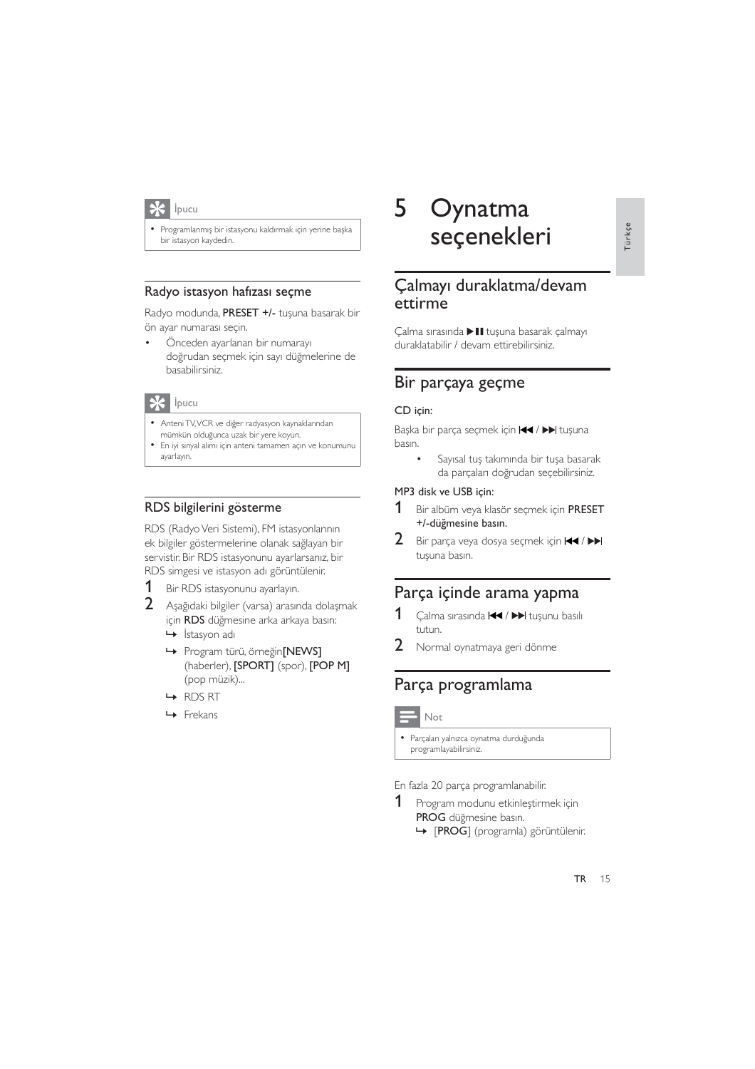**İpucu**

- Programlanmış bir istasyonu kaldırmak için yerine başka bir istasyon kaydedin.

## Radyo istasyon hafızası seçme

Radyo modunda, **PRESET +/-** tuşuna basarak bir ön ayar numarası seçin.

- Önceden ayarlanan bir numarayı doğrudan seçmek için sayı düğmelerine de basabilirsiniz.

**İpucu**

- Anteni TV, VCR ve diğer radyasyon kaynaklarından mümkün olduğunca uzak bir yere koyun.
- En iyi sinyal alımı için anteni tamamen açın ve konumunu ayarlayın.

## RDS bilgilerini gösterme

RDS (Radyo Veri Sistemi), FM istasyonlarının ek bilgiler göstermelerine olanak sağlayan bir servistir. Bir RDS istasyonunu ayarlarsanız, bir RDS simgesi ve istasyon adı görüntülenir.

1. Bir RDS istasyonunu ayarlayın.
2. Aşağıdaki bilgiler (varsa) arasında dolaşmak için **RDS** düğmesine arka arkaya basın:
   - ↪ İstasyon adı
   - ↪ Program türü, örneğin **[NEWS]** (haberler), **[SPORT]** (spor), **[POP M]** (pop müzik)...
   - ↪ RDS RT
   - ↪ Frekans

# 5 Oynatma seçenekleri

## Çalmayı duraklatma/devam ettirme

Çalma sırasında ▶❚❚ tuşuna basarak çalmayı duraklatabilir / devam ettirebilirsiniz.

## Bir parçaya geçme

**CD için:**

Başka bir parça seçmek için |◀◀ / ▶▶| tuşuna basın.

- Sayısal tuş takımında bir tuşa basarak da parçaları doğrudan seçebilirsiniz.

**MP3 disk ve USB için:**

1. Bir albüm veya klasör seçmek için **PRESET +/-düğmesine basın.**
2. Bir parça veya dosya seçmek için |◀◀ / ▶▶| tuşuna basın.

## Parça içinde arama yapma

1. Çalma sırasında |◀◀ / ▶▶| tuşunu basılı tutun.
2. Normal oynatmaya geri dönme

## Parça programlama

**Not**

- Parçaları yalnızca oynatma durduğunda programlayabilirsiniz.

En fazla 20 parça programlanabilir.

1. Program modunu etkinleştirmek için **PROG** düğmesine basın.
   - ↪ [**PROG**] (programla) görüntülenir.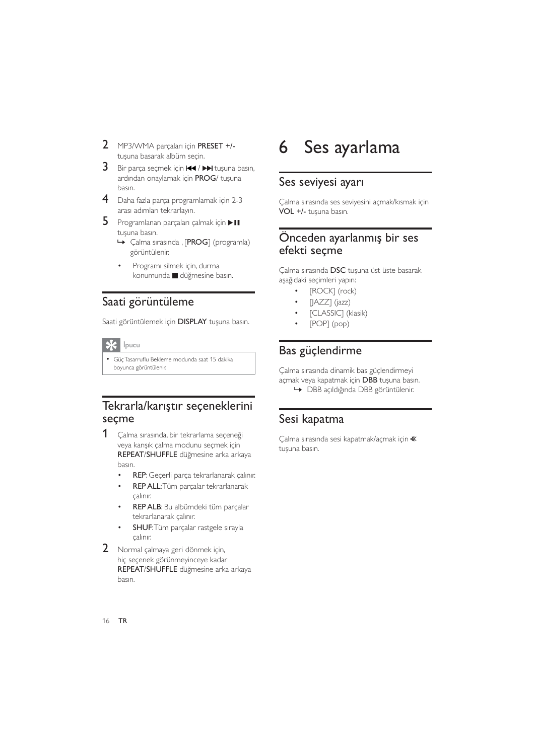2 MP3/WMA parçaları için **PRESET +/-** tuşuna basarak albüm seçin.

3 Bir parça seçmek için ⏮ / ⏭ tuşuna basın, ardından onaylamak için **PROG**/ tuşuna basın.

4 Daha fazla parça programlamak için 2-3 arası adımları tekrarlayın.

5 Programlanan parçaları çalmak için ▶❚❚ tuşuna basın.
   ↳ Çalma sırasında , [**PROG**] (programla) görüntülenir.

- Programı silmek için, durma konumunda ■ düğmesine basın.

## Saati görüntüleme

Saati görüntülemek için **DISPLAY** tuşuna basın.

İpucu

- Güç Tasarruflu Bekleme modunda saat 15 dakika boyunca görüntülenir.

## Tekrarla/karıştır seçeneklerini seçme

1 Çalma sırasında, bir tekrarlama seçeneği veya karışık çalma modunu seçmek için **REPEAT**/**SHUFFLE** düğmesine arka arkaya basın.
   - **REP**: Geçerli parça tekrarlanarak çalınır.
   - **REP ALL**: Tüm parçalar tekrarlanarak çalınır.
   - **REP ALB**: Bu albümdeki tüm parçalar tekrarlanarak çalınır.
   - **SHUF**: Tüm parçalar rastgele sırayla çalınır.

2 Normal çalmaya geri dönmek için, hiç seçenek görünmeyinceye kadar **REPEAT**/**SHUFFLE** düğmesine arka arkaya basın.

# 6 Ses ayarlama

## Ses seviyesi ayarı

Çalma sırasında ses seviyesini açmak/kısmak için **VOL +/-** tuşuna basın.

## Önceden ayarlanmış bir ses efekti seçme

Çalma sırasında **DSC** tuşuna üst üste basarak aşağıdaki seçimleri yapın:

- [ROCK] (rock)
- [JAZZ] (jazz)
- [CLASSIC] (klasik)
- [POP] (pop)

## Bas güçlendirme

Çalma sırasında dinamik bas güçlendirmeyi açmak veya kapatmak için **DBB** tuşuna basın.
   ↳ DBB açıldığında DBB görüntülenir.

## Sesi kapatma

Çalma sırasında sesi kapatmak/açmak için 🔇 tuşuna basın.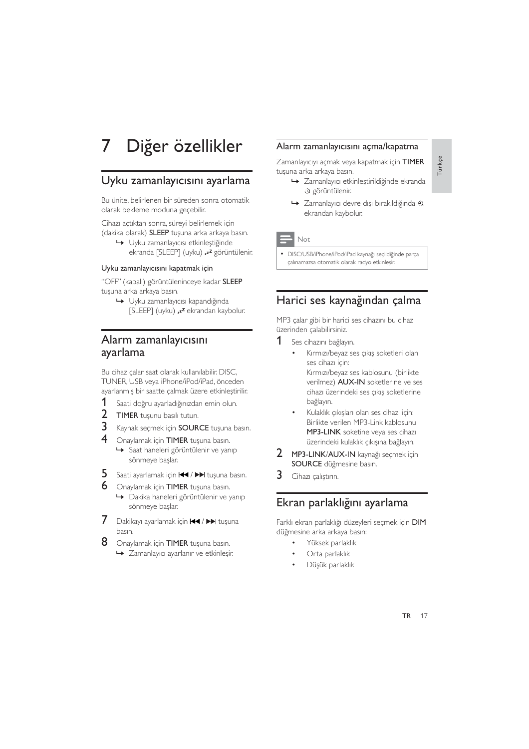# 7 Diğer özellikler

## Uyku zamanlayıcısını ayarlama

Bu ünite, belirlenen bir süreden sonra otomatik olarak bekleme moduna geçebilir.

Cihazı açtıktan sonra, süreyi belirlemek için (dakika olarak) **SLEEP** tuşuna arka arkaya basın.

- ↳ Uyku zamanlayıcısı etkinleştiğinde ekranda [SLEEP] (uyku) ᶻᶻ görüntülenir.

### Uyku zamanlayıcısını kapatmak için

"OFF" (kapalı) görüntüleninceye kadar **SLEEP** tuşuna arka arkaya basın.

- ↳ Uyku zamanlayıcısı kapandığında [SLEEP] (uyku) ᶻᶻ ekrandan kaybolur.

## Alarm zamanlayıcısını ayarlama

Bu cihaz çalar saat olarak kullanılabilir. DISC, TUNER, USB veya iPhone/iPod/iPad, önceden ayarlanmış bir saatte çalmak üzere etkinleştirilir.

1. Saati doğru ayarladığınızdan emin olun.
2. **TIMER** tuşunu basılı tutun.
3. Kaynak seçmek için **SOURCE** tuşuna basın.
4. Onaylamak için **TIMER** tuşuna basın.
   - ↳ Saat haneleri görüntülenir ve yanıp sönmeye başlar.
5. Saati ayarlamak için ⏮ / ⏭ tuşuna basın.
6. Onaylamak için **TIMER** tuşuna basın.
   - ↳ Dakika haneleri görüntülenir ve yanıp sönmeye başlar.
7. Dakikayı ayarlamak için ⏮ / ⏭ tuşuna basın.
8. Onaylamak için **TIMER** tuşuna basın.
   - ↳ Zamanlayıcı ayarlanır ve etkinleşir.

### Alarm zamanlayıcısını açma/kapatma

Zamanlayıcıyı açmak veya kapatmak için **TIMER** tuşuna arka arkaya basın.

- ↳ Zamanlayıcı etkinleştirildiğinde ekranda ⏰ görüntülenir.
- ↳ Zamanlayıcı devre dışı bırakıldığında ⏰ ekrandan kaybolur.

**Not**

- DISC/USB/iPhone/iPod/iPad kaynağı seçildiğinde parça çalınamazsa otomatik olarak radyo etkinleşir.

## Harici ses kaynağından çalma

MP3 çalar gibi bir harici ses cihazını bu cihaz üzerinden çalabilirsiniz.

1. Ses cihazını bağlayın.
   - Kırmızı/beyaz ses çıkış soketleri olan ses cihazı için: Kırmızı/beyaz ses kablosunu (birlikte verilmez) **AUX-IN** soketlerine ve ses cihazı üzerindeki ses çıkış soketlerine bağlayın.
   - Kulaklık çıkışları olan ses cihazı için: Birlikte verilen MP3-Link kablosunu **MP3-LINK** soketine veya ses cihazı üzerindeki kulaklık çıkışına bağlayın.
2. **MP3-LINK**/**AUX-IN** kaynağı seçmek için **SOURCE** düğmesine basın.
3. Cihazı çalıştırın.

## Ekran parlaklığını ayarlama

Farklı ekran parlaklığı düzeyleri seçmek için **DIM** düğmesine arka arkaya basın:

- Yüksek parlaklık
- Orta parlaklık
- Düşük parlaklık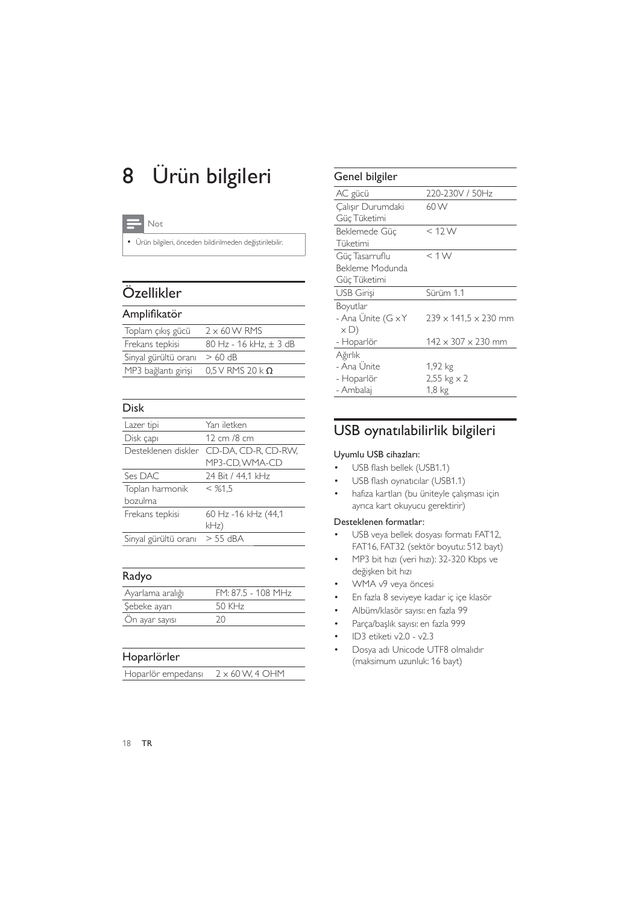# 8 Ürün bilgileri

> **Not**
>
> - Ürün bilgileri, önceden bildirilmeden değiştirilebilir.

## Özellikler

### Amplifikatör

| | |
|---|---|
| Toplam çıkış gücü | 2 x 60 W RMS |
| Frekans tepkisi | 80 Hz - 16 kHz, ± 3 dB |
| Sinyal gürültü oranı | > 60 dB |
| MP3 bağlantı girişi | 0,5 V RMS 20 k Ω |

### Disk

| | |
|---|---|
| Lazer tipi | Yarı iletken |
| Disk çapı | 12 cm /8 cm |
| Desteklenen diskler | CD-DA, CD-R, CD-RW, MP3-CD, WMA-CD |
| Ses DAC | 24 Bit / 44,1 kHz |
| Toplan harmonik bozulma | < %1,5 |
| Frekans tepkisi | 60 Hz -16 kHz (44,1 kHz) |
| Sinyal gürültü oranı | > 55 dBA |

### Radyo

| | |
|---|---|
| Ayarlama aralığı | FM: 87.5 - 108 MHz |
| Şebeke ayarı | 50 KHz |
| Ön ayar sayısı | 20 |

### Hoparlörler

| | |
|---|---|
| Hoparlör empedansı | 2 x 60 W, 4 OHM |

### Genel bilgiler

| | |
|---|---|
| AC gücü | 220-230V / 50Hz |
| Çalışır Durumdaki Güç Tüketimi | 60 W |
| Beklemede Güç Tüketimi | < 12 W |
| Güç Tasarruflu Bekleme Modunda Güç Tüketimi | < 1 W |
| USB Girişi | Sürüm 1.1 |
| Boyutlar | |
| - Ana Ünite (G x Y x D) | 239 x 141,5 x 230 mm |
| - Hoparlör | 142 x 307 x 230 mm |
| Ağırlık | |
| - Ana Ünite | 1,92 kg |
| - Hoparlör | 2,55 kg x 2 |
| - Ambalaj | 1,8 kg |

## USB oynatılabilirlik bilgileri

Uyumlu USB cihazları:

- USB flash bellek (USB1.1)
- USB flash oynatıcılar (USB1.1)
- hafıza kartları (bu üniteyle çalışması için ayrıca kart okuyucu gerektirir)

Desteklenen formatlar:

- USB veya bellek dosyası formatı FAT12, FAT16, FAT32 (sektör boyutu: 512 bayt)
- MP3 bit hızı (veri hızı): 32-320 Kbps ve değişken bit hızı
- WMA v9 veya öncesi
- En fazla 8 seviyeye kadar iç içe klasör
- Albüm/klasör sayısı: en fazla 99
- Parça/başlık sayısı: en fazla 999
- ID3 etiketi v2.0 - v2.3
- Dosya adı Unicode UTF8 olmalıdır (maksimum uzunluk: 16 bayt)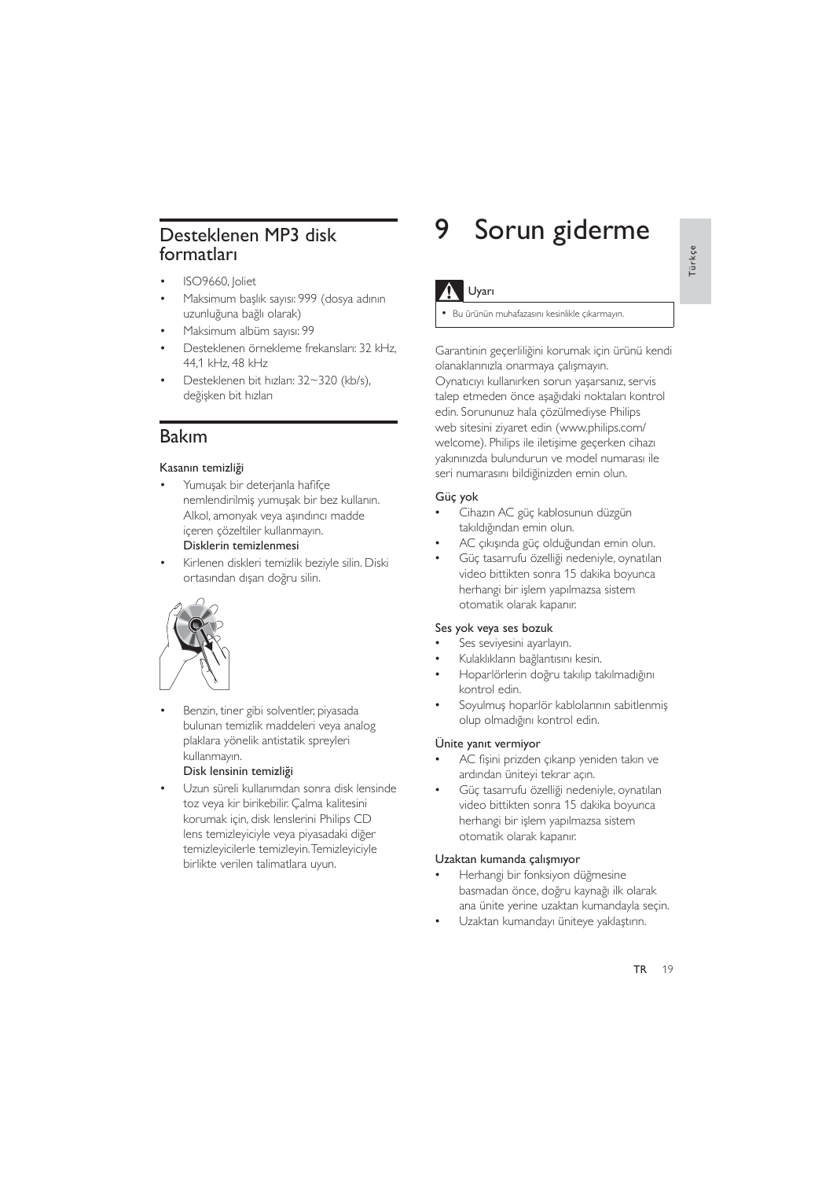## Desteklenen MP3 disk formatları

- ISO9660, Joliet
- Maksimum başlık sayısı: 999 (dosya adının uzunluğuna bağlı olarak)
- Maksimum albüm sayısı: 99
- Desteklenen örnekleme frekansları: 32 kHz, 44,1 kHz, 48 kHz
- Desteklenen bit hızları: 32~320 (kb/s), değişken bit hızları

## Bakım

**Kasanın temizliği**

- Yumuşak bir deterjanla hafifçe nemlendirilmiş yumuşak bir bez kullanın. Alkol, amonyak veya aşındırıcı madde içeren çözeltiler kullanmayın.

**Disklerin temizlenmesi**

- Kirlenen diskleri temizlik beziyle silin. Diski ortasından dışarı doğru silin.
- Benzin, tiner gibi solventler, piyasada bulunan temizlik maddeleri veya analog plaklara yönelik antistatik spreyleri kullanmayın.

**Disk lensinin temizliği**

- Uzun süreli kullanımdan sonra disk lensinde toz veya kir birikebilir. Çalma kalitesini korumak için, disk lenslerini Philips CD lens temizleyiciyle veya piyasadaki diğer temizleyicilerle temizleyin. Temizleyiciyle birlikte verilen talimatlara uyun.

# 9 Sorun giderme

> **Uyarı**
> - Bu ürünün muhafazasını kesinlikle çıkarmayın.

Garantinin geçerliliğini korumak için ürünü kendi olanaklarınızla onarmaya çalışmayın.
Oynatıcıyı kullanırken sorun yaşarsanız, servis talep etmeden önce aşağıdaki noktaları kontrol edin. Sorununuz hala çözülmediyse Philips web sitesini ziyaret edin (www.philips.com/welcome). Philips ile iletişime geçerken cihazı yakınınızda bulundurun ve model numarası ile seri numarasını bildiğinizden emin olun.

**Güç yok**

- Cihazın AC güç kablosunun düzgün takıldığından emin olun.
- AC çıkışında güç olduğundan emin olun.
- Güç tasarrufu özelliği nedeniyle, oynatılan video bittikten sonra 15 dakika boyunca herhangi bir işlem yapılmazsa sistem otomatik olarak kapanır.

**Ses yok veya ses bozuk**

- Ses seviyesini ayarlayın.
- Kulaklıkların bağlantısını kesin.
- Hoparlörlerin doğru takılıp takılmadığını kontrol edin.
- Soyulmuş hoparlör kablolarının sabitlenmiş olup olmadığını kontrol edin.

**Ünite yanıt vermiyor**

- AC fişini prizden çıkarıp yeniden takın ve ardından üniteyi tekrar açın.
- Güç tasarrufu özelliği nedeniyle, oynatılan video bittikten sonra 15 dakika boyunca herhangi bir işlem yapılmazsa sistem otomatik olarak kapanır.

**Uzaktan kumanda çalışmıyor**

- Herhangi bir fonksiyon düğmesine basmadan önce, doğru kaynağı ilk olarak ana ünite yerine uzaktan kumandayla seçin.
- Uzaktan kumandayı üniteye yaklaştırın.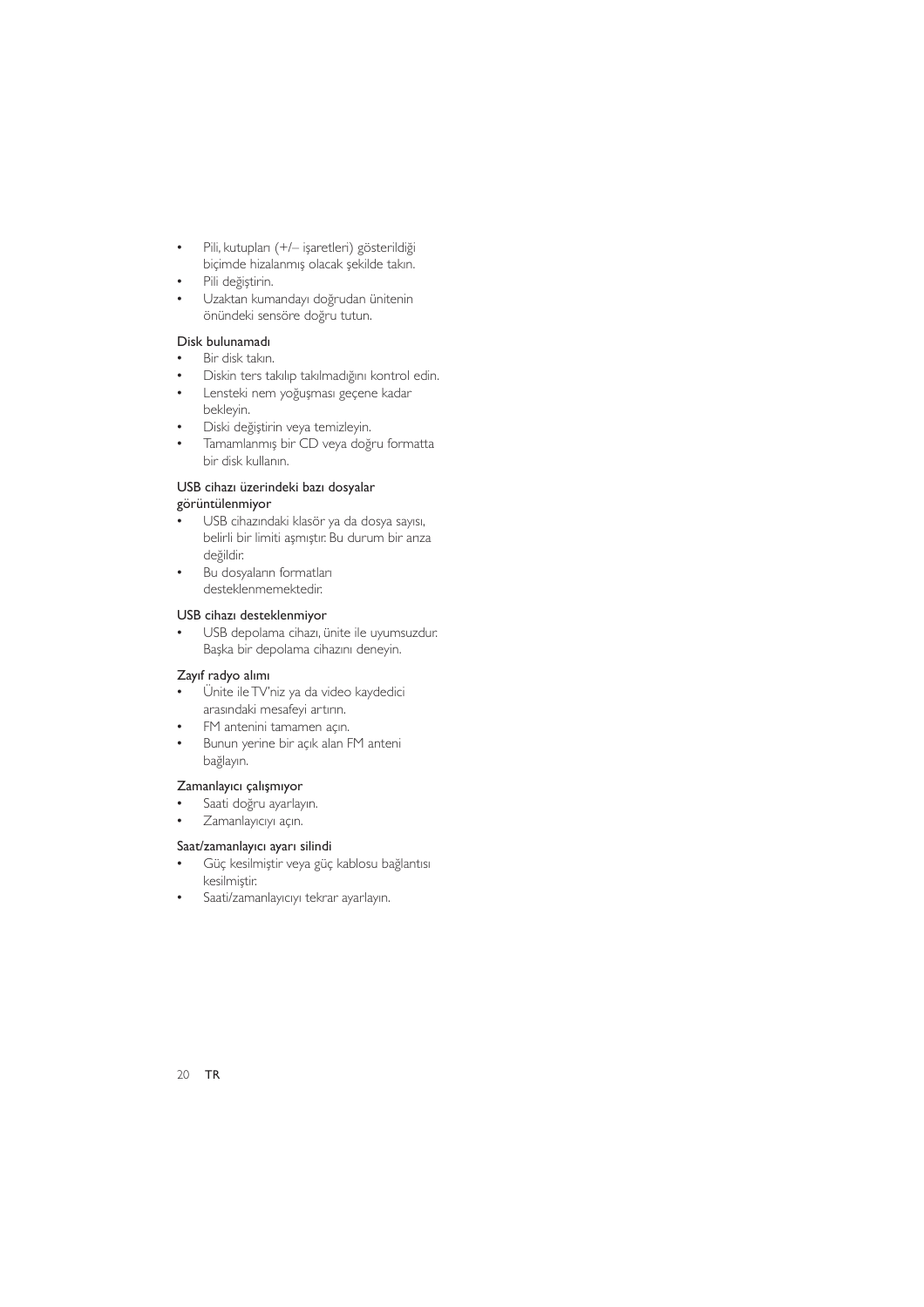- Pili, kutupları (+/– işaretleri) gösterildiği biçimde hizalanmış olacak şekilde takın.
- Pili değiştirin.
- Uzaktan kumandayı doğrudan ünitenin önündeki sensöre doğru tutun.

### Disk bulunamadı

- Bir disk takın.
- Diskin ters takılıp takılmadığını kontrol edin.
- Lensteki nem yoğuşması geçene kadar bekleyin.
- Diski değiştirin veya temizleyin.
- Tamamlanmış bir CD veya doğru formatta bir disk kullanın.

### USB cihazı üzerindeki bazı dosyalar görüntülenmiyor

- USB cihazındaki klasör ya da dosya sayısı, belirli bir limiti aşmıştır. Bu durum bir arıza değildir.
- Bu dosyaların formatları desteklenmemektedir.

### USB cihazı desteklenmiyor

- USB depolama cihazı, ünite ile uyumsuzdur. Başka bir depolama cihazını deneyin.

### Zayıf radyo alımı

- Ünite ile TV'niz ya da video kaydedici arasındaki mesafeyi artırın.
- FM antenini tamamen açın.
- Bunun yerine bir açık alan FM anteni bağlayın.

### Zamanlayıcı çalışmıyor

- Saati doğru ayarlayın.
- Zamanlayıcıyı açın.

### Saat/zamanlayıcı ayarı silindi

- Güç kesilmiştir veya güç kablosu bağlantısı kesilmiştir.
- Saati/zamanlayıcıyı tekrar ayarlayın.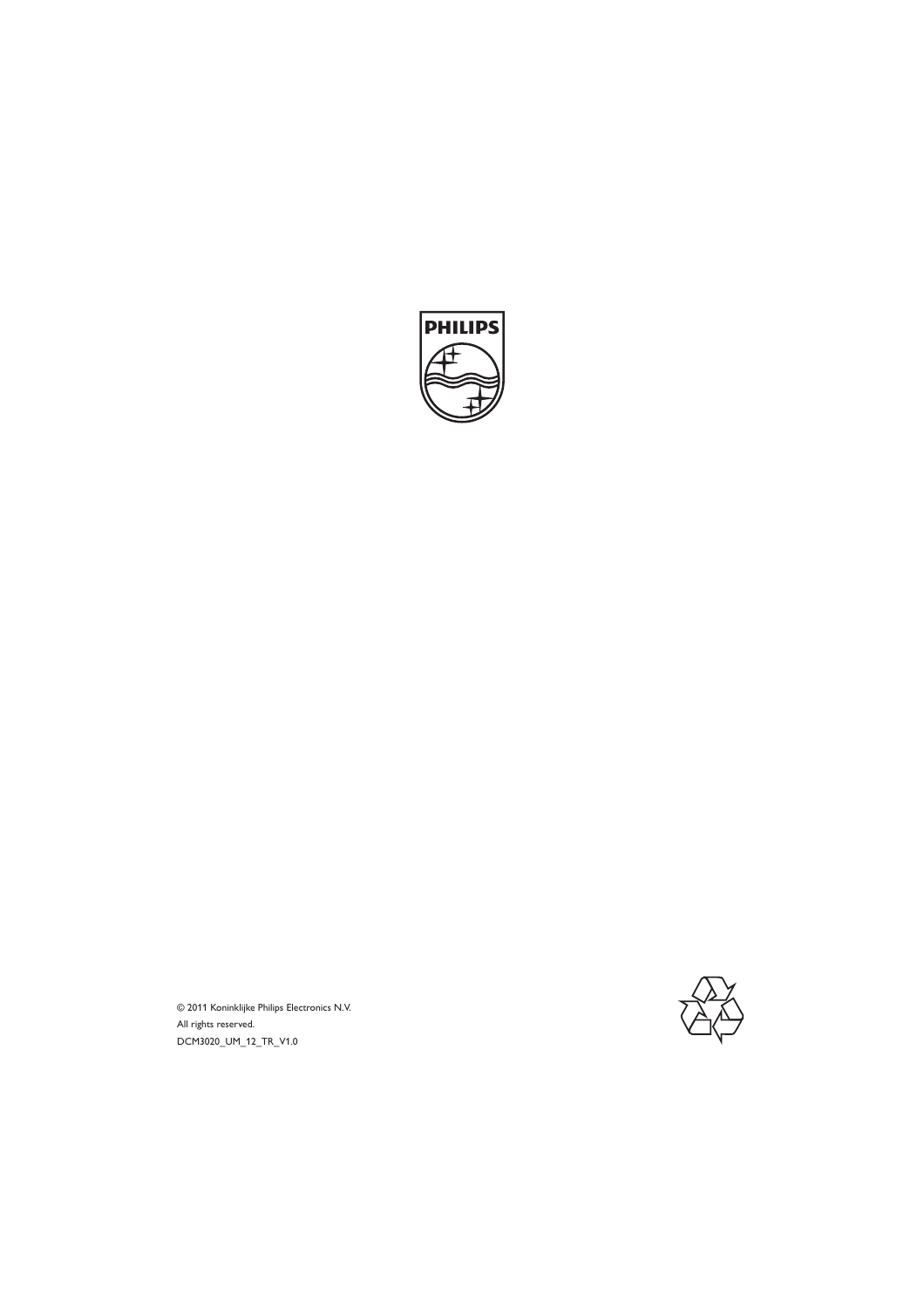PHILIPS

© 2011 Koninklijke Philips Electronics N.V.

All rights reserved.

DCM3020_UM_12_TR_V1.0